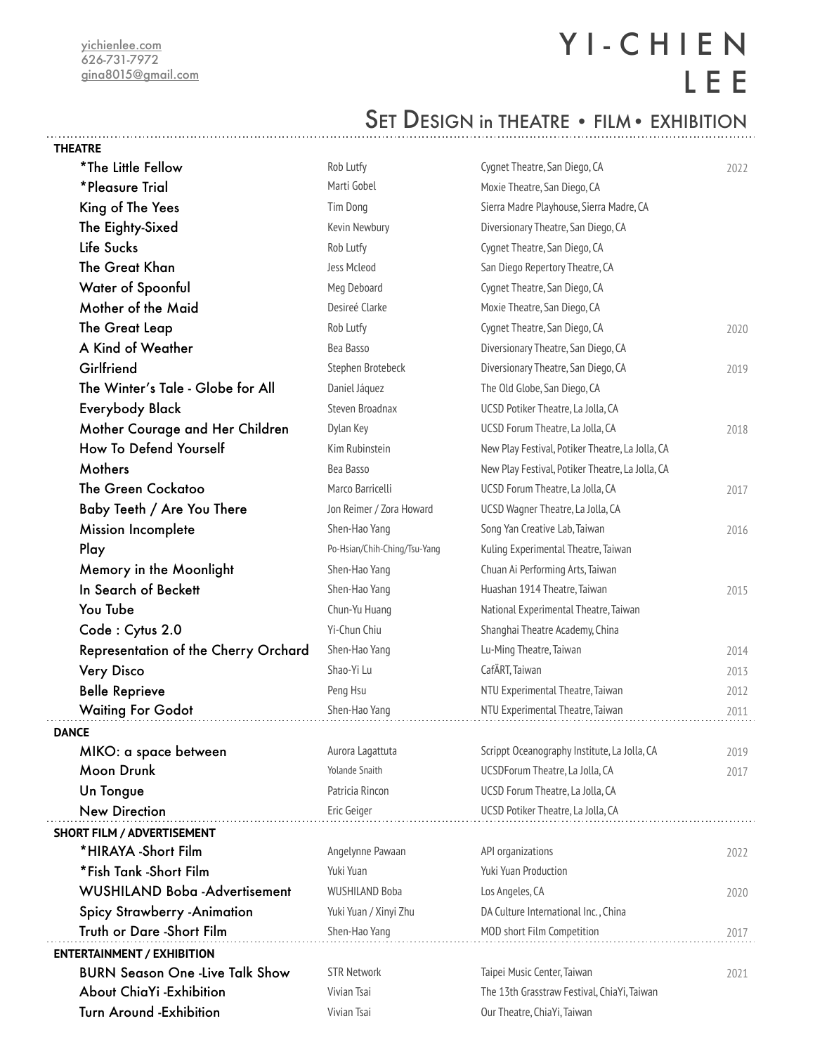[yichienlee.com](yichienlee.com)
626-731-7972
[gina8015@gmail.com](mailto:gina8015@gmail.com)

# YI-CHIEN LEE

## SET DESIGN in THEATRE • FILM • EXHIBITION

### THEATRE

| Title | Director | Venue | Year |
|---|---|---|---|
| *The Little Fellow | Rob Lutfy | Cygnet Theatre, San Diego, CA | 2022 |
| *Pleasure Trial | Marti Gobel | Moxie Theatre, San Diego, CA | |
| King of The Yees | Tim Dong | Sierra Madre Playhouse, Sierra Madre, CA | |
| The Eighty-Sixed | Kevin Newbury | Diversionary Theatre, San Diego, CA | |
| Life Sucks | Rob Lutfy | Cygnet Theatre, San Diego, CA | |
| The Great Khan | Jess Mcleod | San Diego Repertory Theatre, CA | |
| Water of Spoonful | Meg Deboard | Cygnet Theatre, San Diego, CA | |
| Mother of the Maid | Desireé Clarke | Moxie Theatre, San Diego, CA | |
| The Great Leap | Rob Lutfy | Cygnet Theatre, San Diego, CA | 2020 |
| A Kind of Weather | Bea Basso | Diversionary Theatre, San Diego, CA | |
| Girlfriend | Stephen Brotebeck | Diversionary Theatre, San Diego, CA | 2019 |
| The Winter's Tale - Globe for All | Daniel Jáquez | The Old Globe, San Diego, CA | |
| Everybody Black | Steven Broadnax | UCSD Potiker Theatre, La Jolla, CA | |
| Mother Courage and Her Children | Dylan Key | UCSD Forum Theatre, La Jolla, CA | 2018 |
| How To Defend Yourself | Kim Rubinstein | New Play Festival, Potiker Theatre, La Jolla, CA | |
| Mothers | Bea Basso | New Play Festival, Potiker Theatre, La Jolla, CA | |
| The Green Cockatoo | Marco Barricelli | UCSD Forum Theatre, La Jolla, CA | 2017 |
| Baby Teeth / Are You There | Jon Reimer / Zora Howard | UCSD Wagner Theatre, La Jolla, CA | |
| Mission Incomplete | Shen-Hao Yang | Song Yan Creative Lab, Taiwan | 2016 |
| Play | Po-Hsian/Chih-Ching/Tsu-Yang | Kuling Experimental Theatre, Taiwan | |
| Memory in the Moonlight | Shen-Hao Yang | Chuan Ai Performing Arts, Taiwan | |
| In Search of Beckett | Shen-Hao Yang | Huashan 1914 Theatre, Taiwan | 2015 |
| You Tube | Chun-Yu Huang | National Experimental Theatre, Taiwan | |
| Code : Cytus 2.0 | Yi-Chun Chiu | Shanghai Theatre Academy, China | |
| Representation of the Cherry Orchard | Shen-Hao Yang | Lu-Ming Theatre, Taiwan | 2014 |
| Very Disco | Shao-Yi Lu | CafÄRT, Taiwan | 2013 |
| Belle Reprieve | Peng Hsu | NTU Experimental Theatre, Taiwan | 2012 |
| Waiting For Godot | Shen-Hao Yang | NTU Experimental Theatre, Taiwan | 2011 |

### DANCE

| Title | Director | Venue | Year |
|---|---|---|---|
| MIKO: a space between | Aurora Lagattuta | Scrippt Oceanography Institute, La Jolla, CA | 2019 |
| Moon Drunk | Yolande Snaith | UCSDForum Theatre, La Jolla, CA | 2017 |
| Un Tongue | Patricia Rincon | UCSD Forum Theatre, La Jolla, CA | |
| New Direction | Eric Geiger | UCSD Potiker Theatre, La Jolla, CA | |

### SHORT FILM / ADVERTISEMENT

| Title | Director | Venue | Year |
|---|---|---|---|
| *HIRAYA -Short Film | Angelynne Pawaan | API organizations | 2022 |
| *Fish Tank -Short Film | Yuki Yuan | Yuki Yuan Production | |
| WUSHILAND Boba -Advertisement | WUSHILAND Boba | Los Angeles, CA | 2020 |
| Spicy Strawberry -Animation | Yuki Yuan / Xinyi Zhu | DA Culture International Inc., China | |
| Truth or Dare -Short Film | Shen-Hao Yang | MOD short Film Competition | 2017 |

### ENTERTAINMENT / EXHIBITION

| Title | Director | Venue | Year |
|---|---|---|---|
| BURN Season One -Live Talk Show | STR Network | Taipei Music Center, Taiwan | 2021 |
| About ChiaYi -Exhibition | Vivian Tsai | The 13th Grasstraw Festival, ChiaYi, Taiwan | |
| Turn Around -Exhibition | Vivian Tsai | Our Theatre, ChiaYi, Taiwan | |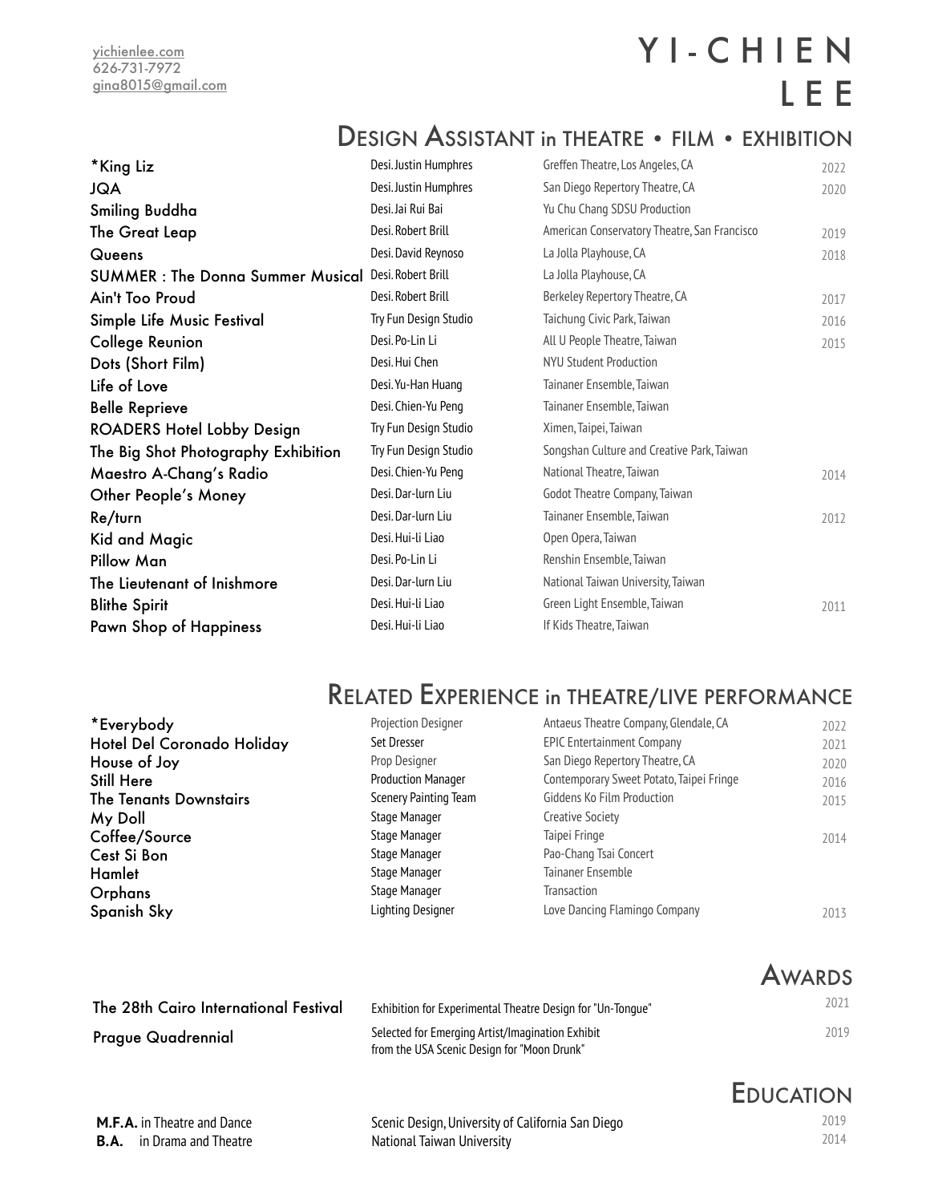yichienlee.com
626-731-7972
gina8015@gmail.com

# YI-CHIEN LEE

## DESIGN ASSISTANT in THEATRE • FILM • EXHIBITION

| | | | |
|---|---|---|---|
| *King Liz | Desi. Justin Humphres | Greffen Theatre, Los Angeles, CA | 2022 |
| JQA | Desi. Justin Humphres | San Diego Repertory Theatre, CA | 2020 |
| Smiling Buddha | Desi. Jai Rui Bai | Yu Chu Chang SDSU Production | |
| The Great Leap | Desi. Robert Brill | American Conservatory Theatre, San Francisco | 2019 |
| Queens | Desi. David Reynoso | La Jolla Playhouse, CA | 2018 |
| SUMMER : The Donna Summer Musical | Desi. Robert Brill | La Jolla Playhouse, CA | |
| Ain't Too Proud | Desi. Robert Brill | Berkeley Repertory Theatre, CA | 2017 |
| Simple Life Music Festival | Try Fun Design Studio | Taichung Civic Park, Taiwan | 2016 |
| College Reunion | Desi. Po-Lin Li | All U People Theatre, Taiwan | 2015 |
| Dots (Short Film) | Desi. Hui Chen | NYU Student Production | |
| Life of Love | Desi. Yu-Han Huang | Tainaner Ensemble, Taiwan | |
| Belle Reprieve | Desi. Chien-Yu Peng | Tainaner Ensemble, Taiwan | |
| ROADERS Hotel Lobby Design | Try Fun Design Studio | Ximen, Taipei, Taiwan | |
| The Big Shot Photography Exhibition | Try Fun Design Studio | Songshan Culture and Creative Park, Taiwan | |
| Maestro A-Chang's Radio | Desi. Chien-Yu Peng | National Theatre, Taiwan | 2014 |
| Other People's Money | Desi. Dar-lurn Liu | Godot Theatre Company, Taiwan | |
| Re/turn | Desi. Dar-lurn Liu | Tainaner Ensemble, Taiwan | 2012 |
| Kid and Magic | Desi. Hui-li Liao | Open Opera, Taiwan | |
| Pillow Man | Desi. Po-Lin Li | Renshin Ensemble, Taiwan | |
| The Lieutenant of Inishmore | Desi. Dar-lurn Liu | National Taiwan University, Taiwan | |
| Blithe Spirit | Desi. Hui-li Liao | Green Light Ensemble, Taiwan | 2011 |
| Pawn Shop of Happiness | Desi. Hui-li Liao | If Kids Theatre, Taiwan | |

## RELATED EXPERIENCE in THEATRE/LIVE PERFORMANCE

| | | | |
|---|---|---|---|
| *Everybody | Projection Designer | Antaeus Theatre Company, Glendale, CA | 2022 |
| Hotel Del Coronado Holiday | Set Dresser | EPIC Entertainment Company | 2021 |
| House of Joy | Prop Designer | San Diego Repertory Theatre, CA | 2020 |
| Still Here | Production Manager | Contemporary Sweet Potato, Taipei Fringe | 2016 |
| The Tenants Downstairs | Scenery Painting Team | Giddens Ko Film Production | 2015 |
| My Doll | Stage Manager | Creative Society | |
| Coffee/Source | Stage Manager | Taipei Fringe | 2014 |
| Cest Si Bon | Stage Manager | Pao-Chang Tsai Concert | |
| Hamlet | Stage Manager | Tainaner Ensemble | |
| Orphans | Stage Manager | Transaction | |
| Spanish Sky | Lighting Designer | Love Dancing Flamingo Company | 2013 |

## AWARDS

| | | |
|---|---|---|
| The 28th Cairo International Festival | Exhibition for Experimental Theatre Design for "Un-Tongue" | 2021 |
| Prague Quadrennial | Selected for Emerging Artist/Imagination Exhibit from the USA Scenic Design for "Moon Drunk" | 2019 |

## EDUCATION

| | | |
|---|---|---|
| **M.F.A.** in Theatre and Dance | Scenic Design, University of California San Diego | 2019 |
| **B.A.** in Drama and Theatre | National Taiwan University | 2014 |